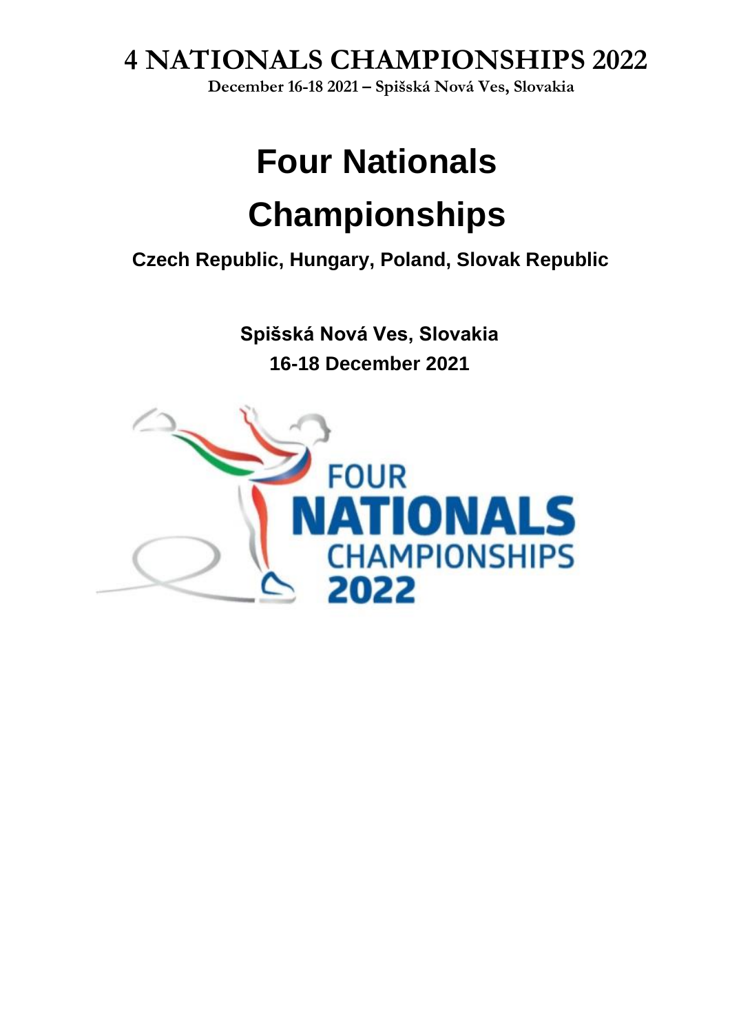# 4 NATIONALS CHAMPIONSHIPS 2022

**December 16-18 2021 – Spišská Nová Ves, Slovakia**

# Four Nationals Championships

## Czech Republic, Hungary, Poland, Slovak Republic

**Spišská Nová Ves, Slovakia**

**16-18 December 2021**

FOUR NATIONALS CHAMPIONSHIPS 2022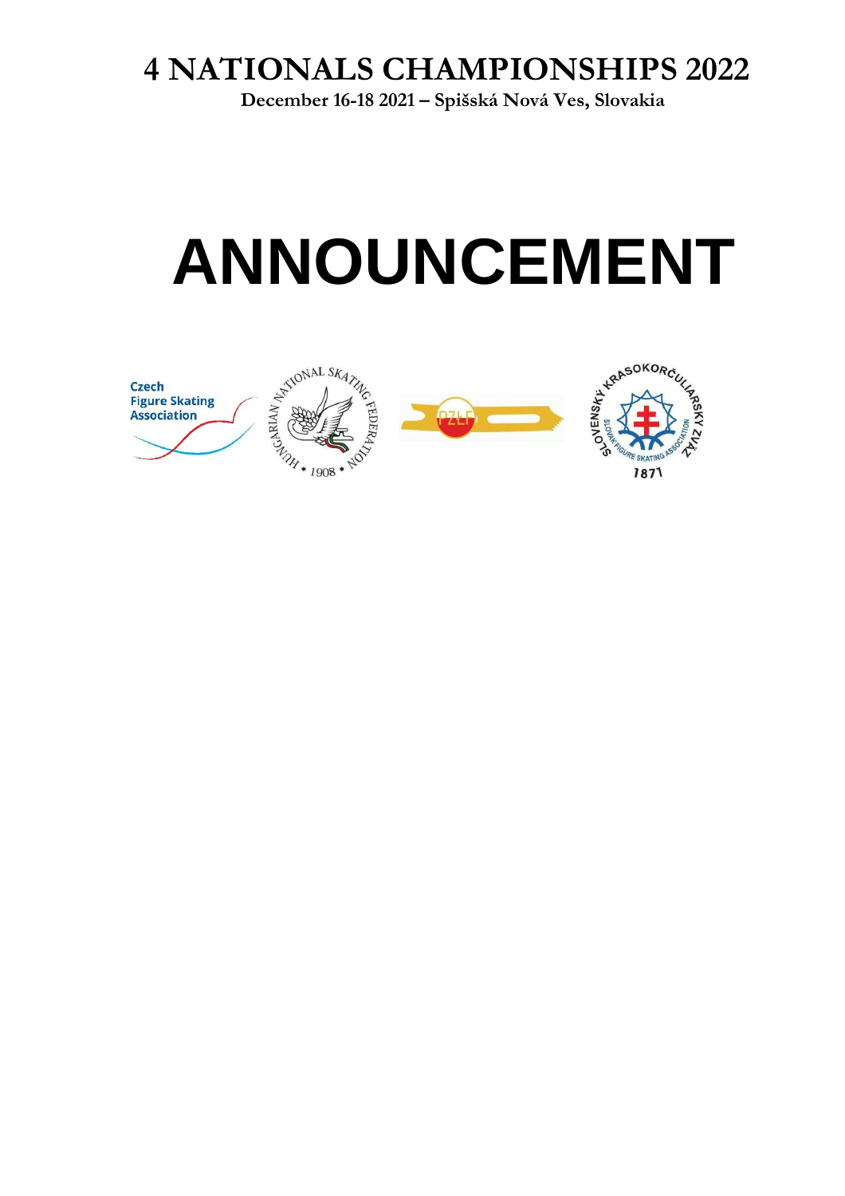# 4 NATIONALS CHAMPIONSHIPS 2022

**December 16-18 2021 – Spišská Nová Ves, Slovakia**

# ANNOUNCEMENT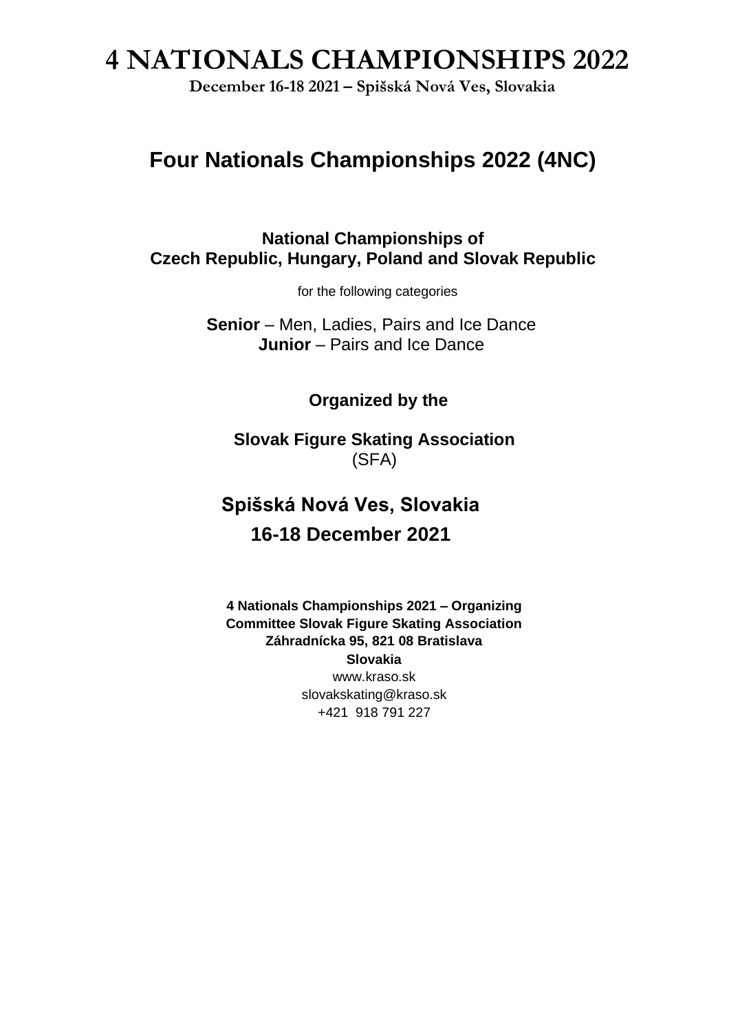# 4 NATIONALS CHAMPIONSHIPS 2022

**December 16-18 2021 – Spišská Nová Ves, Slovakia**

## Four Nationals Championships 2022 (4NC)

**National Championships of**
**Czech Republic, Hungary, Poland and Slovak Republic**

for the following categories

**Senior** – Men, Ladies, Pairs and Ice Dance
**Junior** – Pairs and Ice Dance

**Organized by the**

**Slovak Figure Skating Association**
(SFA)

**Spišská Nová Ves, Slovakia**
**16-18 December 2021**

**4 Nationals Championships 2021 – Organizing Committee Slovak Figure Skating Association**
**Záhradnícka 95, 821 08 Bratislava**
**Slovakia**
www.kraso.sk
slovakskating@kraso.sk
+421 918 791 227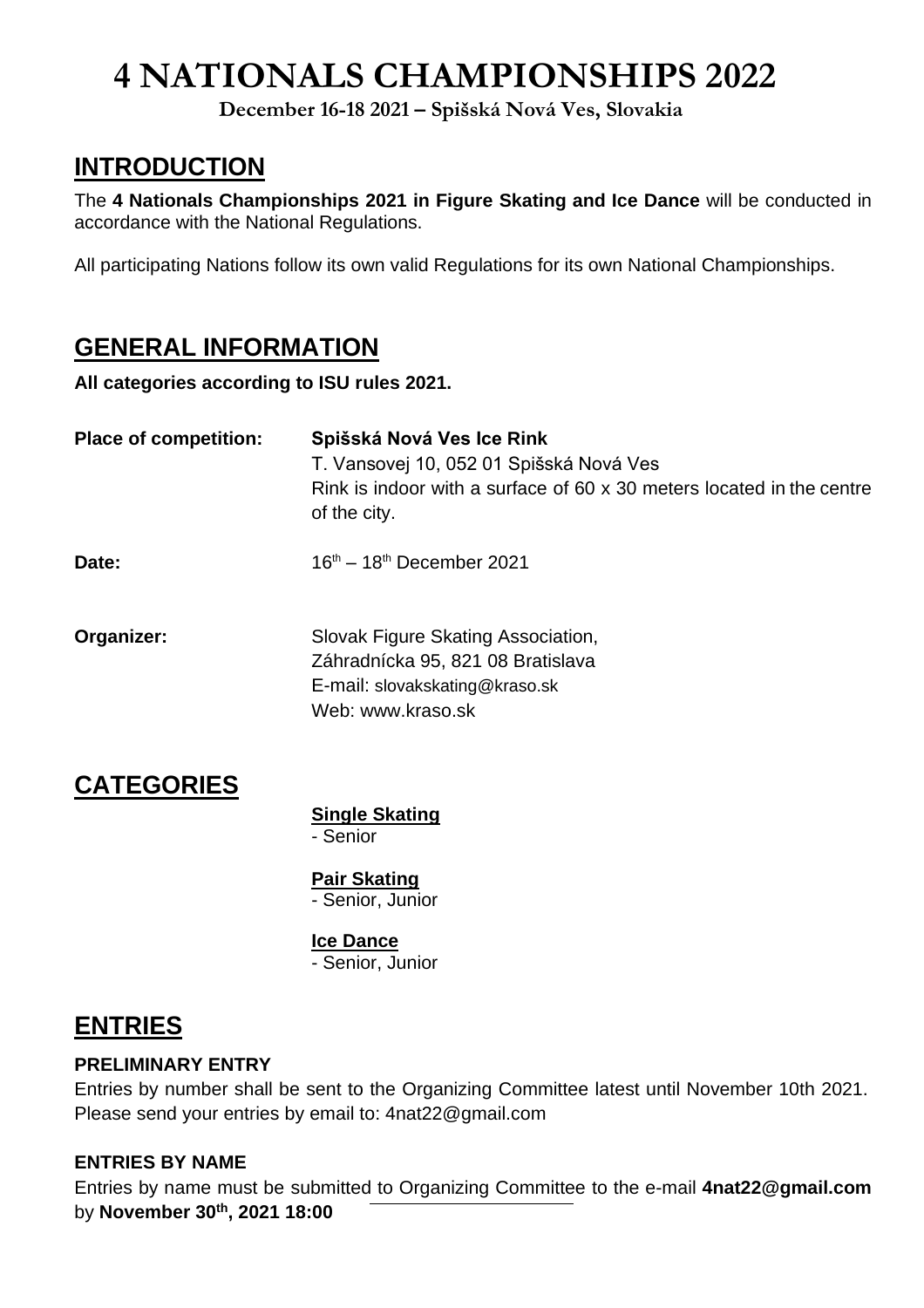# 4 NATIONALS CHAMPIONSHIPS 2022

**December 16-18 2021 – Spišská Nová Ves, Slovakia**

## INTRODUCTION

The **4 Nationals Championships 2021 in Figure Skating and Ice Dance** will be conducted in accordance with the National Regulations.

All participating Nations follow its own valid Regulations for its own National Championships.

## GENERAL INFORMATION

**All categories according to ISU rules 2021.**

**Place of competition:** **Spišská Nová Ves Ice Rink**
T. Vansovej 10, 052 01 Spišská Nová Ves
Rink is indoor with a surface of 60 x 30 meters located in the centre of the city.

**Date:** 16th – 18th December 2021

**Organizer:** Slovak Figure Skating Association,
Záhradnícka 95, 821 08 Bratislava
E-mail: slovakskating@kraso.sk
Web: www.kraso.sk

## CATEGORIES

**Single Skating**
- Senior

**Pair Skating**
- Senior, Junior

**Ice Dance**
- Senior, Junior

## ENTRIES

### PRELIMINARY ENTRY

Entries by number shall be sent to the Organizing Committee latest until November 10th 2021. Please send your entries by email to: 4nat22@gmail.com

### ENTRIES BY NAME

Entries by name must be submitted to Organizing Committee to the e-mail **4nat22@gmail.com** by **November 30th, 2021 18:00**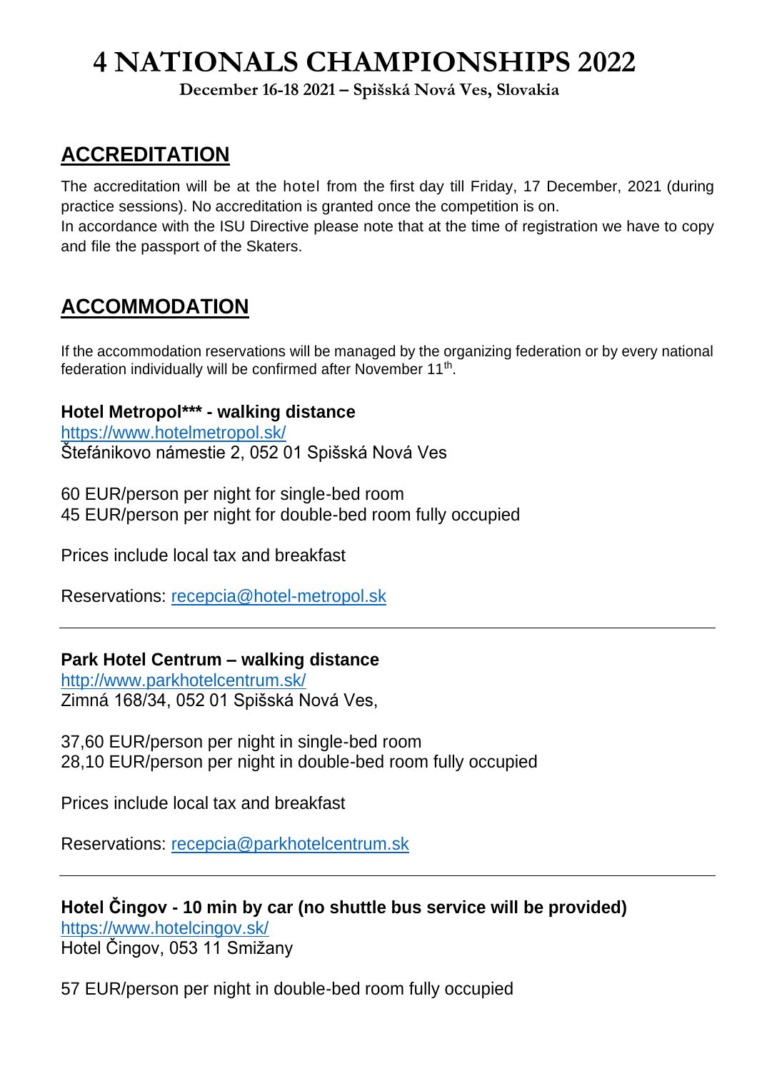# 4 NATIONALS CHAMPIONSHIPS 2022

**December 16-18 2021 – Spišská Nová Ves, Slovakia**

## ACCREDITATION

The accreditation will be at the hotel from the first day till Friday, 17 December, 2021 (during practice sessions). No accreditation is granted once the competition is on.
In accordance with the ISU Directive please note that at the time of registration we have to copy and file the passport of the Skaters.

## ACCOMMODATION

If the accommodation reservations will be managed by the organizing federation or by every national federation individually will be confirmed after November 11th.

**Hotel Metropol*** - walking distance**
https://www.hotelmetropol.sk/
Štefánikovo námestie 2, 052 01 Spišská Nová Ves

60 EUR/person per night for single-bed room
45 EUR/person per night for double-bed room fully occupied

Prices include local tax and breakfast

Reservations: recepcia@hotel-metropol.sk

---

**Park Hotel Centrum – walking distance**
http://www.parkhotelcentrum.sk/
Zimná 168/34, 052 01 Spišská Nová Ves,

37,60 EUR/person per night in single-bed room
28,10 EUR/person per night in double-bed room fully occupied

Prices include local tax and breakfast

Reservations: recepcia@parkhotelcentrum.sk

---

**Hotel Čingov - 10 min by car (no shuttle bus service will be provided)**
https://www.hotelcingov.sk/
Hotel Čingov, 053 11 Smižany

57 EUR/person per night in double-bed room fully occupied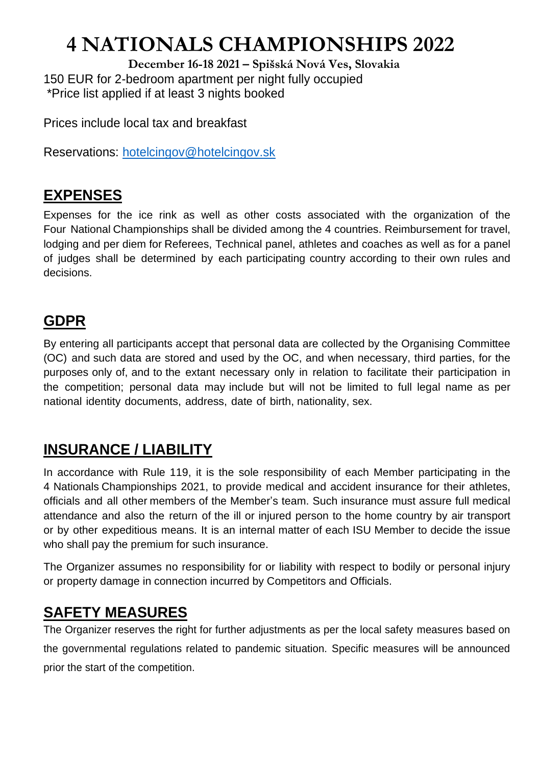# 4 NATIONALS CHAMPIONSHIPS 2022

**December 16-18 2021 – Spišská Nová Ves, Slovakia**

150 EUR for 2-bedroom apartment per night fully occupied
*Price list applied if at least 3 nights booked

Prices include local tax and breakfast

Reservations: hotelcingov@hotelcingov.sk

## EXPENSES

Expenses for the ice rink as well as other costs associated with the organization of the Four National Championships shall be divided among the 4 countries. Reimbursement for travel, lodging and per diem for Referees, Technical panel, athletes and coaches as well as for a panel of judges shall be determined by each participating country according to their own rules and decisions.

## GDPR

By entering all participants accept that personal data are collected by the Organising Committee (OC) and such data are stored and used by the OC, and when necessary, third parties, for the purposes only of, and to the extant necessary only in relation to facilitate their participation in the competition; personal data may include but will not be limited to full legal name as per national identity documents, address, date of birth, nationality, sex.

## INSURANCE / LIABILITY

In accordance with Rule 119, it is the sole responsibility of each Member participating in the 4 Nationals Championships 2021, to provide medical and accident insurance for their athletes, officials and all other members of the Member's team. Such insurance must assure full medical attendance and also the return of the ill or injured person to the home country by air transport or by other expeditious means. It is an internal matter of each ISU Member to decide the issue who shall pay the premium for such insurance.

The Organizer assumes no responsibility for or liability with respect to bodily or personal injury or property damage in connection incurred by Competitors and Officials.

## SAFETY MEASURES

The Organizer reserves the right for further adjustments as per the local safety measures based on the governmental regulations related to pandemic situation. Specific measures will be announced prior the start of the competition.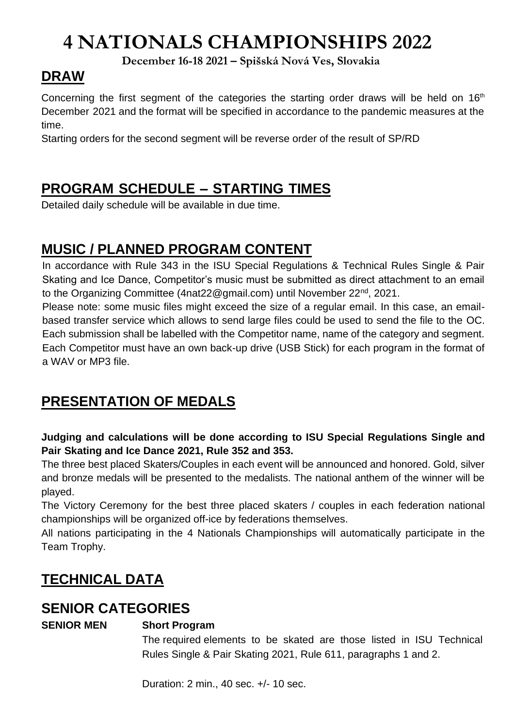# 4 NATIONALS CHAMPIONSHIPS 2022

**December 16-18 2021 – Spišská Nová Ves, Slovakia**

## DRAW

Concerning the first segment of the categories the starting order draws will be held on 16th December 2021 and the format will be specified in accordance to the pandemic measures at the time.

Starting orders for the second segment will be reverse order of the result of SP/RD

## PROGRAM SCHEDULE – STARTING TIMES

Detailed daily schedule will be available in due time.

## MUSIC / PLANNED PROGRAM CONTENT

In accordance with Rule 343 in the ISU Special Regulations & Technical Rules Single & Pair Skating and Ice Dance, Competitor's music must be submitted as direct attachment to an email to the Organizing Committee (4nat22@gmail.com) until November 22nd, 2021.

Please note: some music files might exceed the size of a regular email. In this case, an email-based transfer service which allows to send large files could be used to send the file to the OC. Each submission shall be labelled with the Competitor name, name of the category and segment. Each Competitor must have an own back-up drive (USB Stick) for each program in the format of a WAV or MP3 file.

## PRESENTATION OF MEDALS

**Judging and calculations will be done according to ISU Special Regulations Single and Pair Skating and Ice Dance 2021, Rule 352 and 353.**

The three best placed Skaters/Couples in each event will be announced and honored. Gold, silver and bronze medals will be presented to the medalists. The national anthem of the winner will be played.

The Victory Ceremony for the best three placed skaters / couples in each federation national championships will be organized off-ice by federations themselves.

All nations participating in the 4 Nationals Championships will automatically participate in the Team Trophy.

## TECHNICAL DATA

## SENIOR CATEGORIES

**SENIOR MEN** **Short Program**

The required elements to be skated are those listed in ISU Technical Rules Single & Pair Skating 2021, Rule 611, paragraphs 1 and 2.

Duration: 2 min., 40 sec. +/- 10 sec.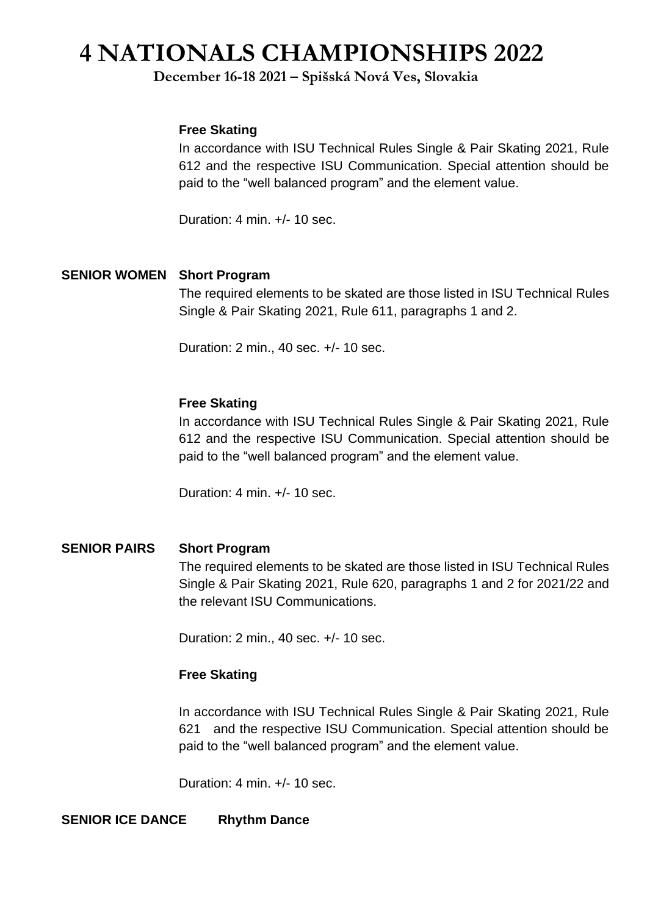**Free Skating**

In accordance with ISU Technical Rules Single & Pair Skating 2021, Rule 612 and the respective ISU Communication. Special attention should be paid to the "well balanced program" and the element value.

Duration: 4 min. +/- 10 sec.

**SENIOR WOMEN** **Short Program**

The required elements to be skated are those listed in ISU Technical Rules Single & Pair Skating 2021, Rule 611, paragraphs 1 and 2.

Duration: 2 min., 40 sec. +/- 10 sec.

**Free Skating**

In accordance with ISU Technical Rules Single & Pair Skating 2021, Rule 612 and the respective ISU Communication. Special attention should be paid to the "well balanced program" and the element value.

Duration: 4 min. +/- 10 sec.

**SENIOR PAIRS** **Short Program**

The required elements to be skated are those listed in ISU Technical Rules Single & Pair Skating 2021, Rule 620, paragraphs 1 and 2 for 2021/22 and the relevant ISU Communications.

Duration: 2 min., 40 sec. +/- 10 sec.

**Free Skating**

In accordance with ISU Technical Rules Single & Pair Skating 2021, Rule 621 and the respective ISU Communication. Special attention should be paid to the "well balanced program" and the element value.

Duration: 4 min. +/- 10 sec.

**SENIOR ICE DANCE** **Rhythm Dance**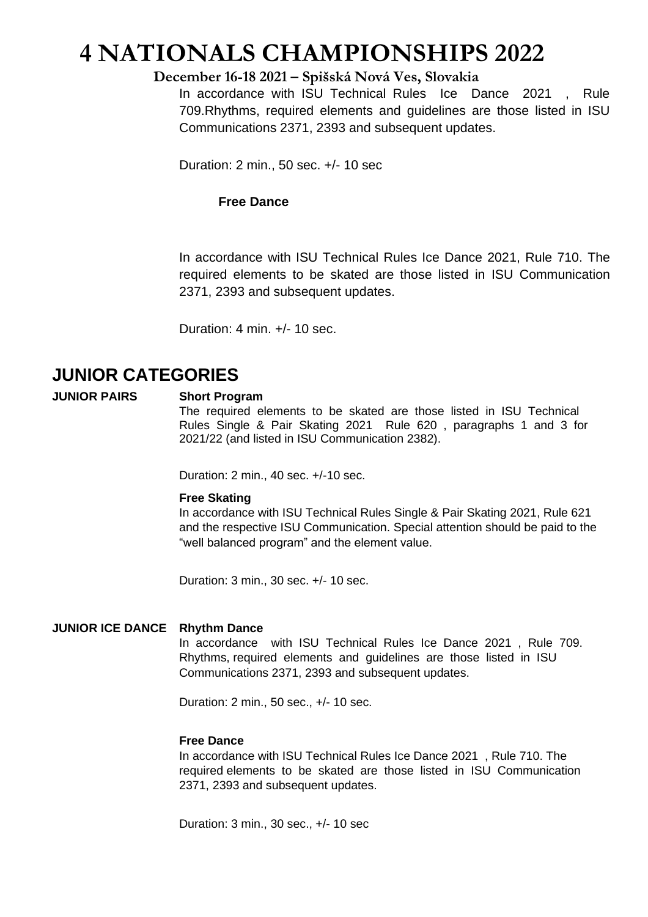# 4 NATIONALS CHAMPIONSHIPS 2022

**December 16-18 2021 – Spišská Nová Ves, Slovakia**

In accordance with ISU Technical Rules Ice Dance 2021 , Rule 709.Rhythms, required elements and guidelines are those listed in ISU Communications 2371, 2393 and subsequent updates.

Duration: 2 min., 50 sec. +/- 10 sec

**Free Dance**

In accordance with ISU Technical Rules Ice Dance 2021, Rule 710. The required elements to be skated are those listed in ISU Communication 2371, 2393 and subsequent updates.

Duration: 4 min. +/- 10 sec.

## JUNIOR CATEGORIES

### JUNIOR PAIRS

**Short Program**

The required elements to be skated are those listed in ISU Technical Rules Single & Pair Skating 2021 Rule 620 , paragraphs 1 and 3 for 2021/22 (and listed in ISU Communication 2382).

Duration: 2 min., 40 sec. +/-10 sec.

**Free Skating**

In accordance with ISU Technical Rules Single & Pair Skating 2021, Rule 621 and the respective ISU Communication. Special attention should be paid to the "well balanced program" and the element value.

Duration: 3 min., 30 sec. +/- 10 sec.

### JUNIOR ICE DANCE

**Rhythm Dance**

In accordance with ISU Technical Rules Ice Dance 2021 , Rule 709. Rhythms, required elements and guidelines are those listed in ISU Communications 2371, 2393 and subsequent updates.

Duration: 2 min., 50 sec., +/- 10 sec.

**Free Dance**

In accordance with ISU Technical Rules Ice Dance 2021 , Rule 710. The required elements to be skated are those listed in ISU Communication 2371, 2393 and subsequent updates.

Duration: 3 min., 30 sec., +/- 10 sec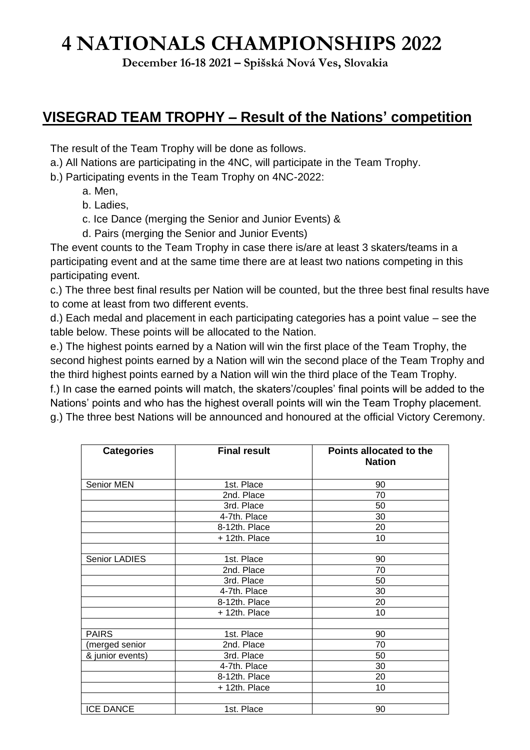# 4 NATIONALS CHAMPIONSHIPS 2022

**December 16-18 2021 – Spišská Nová Ves, Slovakia**

## VISEGRAD TEAM TROPHY – Result of the Nations' competition

The result of the Team Trophy will be done as follows.

a.) All Nations are participating in the 4NC, will participate in the Team Trophy.

b.) Participating events in the Team Trophy on 4NC-2022:

- a. Men,
- b. Ladies,
- c. Ice Dance (merging the Senior and Junior Events) &
- d. Pairs (merging the Senior and Junior Events)

The event counts to the Team Trophy in case there is/are at least 3 skaters/teams in a participating event and at the same time there are at least two nations competing in this participating event.

c.) The three best final results per Nation will be counted, but the three best final results have to come at least from two different events.

d.) Each medal and placement in each participating categories has a point value – see the table below. These points will be allocated to the Nation.

e.) The highest points earned by a Nation will win the first place of the Team Trophy, the second highest points earned by a Nation will win the second place of the Team Trophy and the third highest points earned by a Nation will win the third place of the Team Trophy.

f.) In case the earned points will match, the skaters'/couples' final points will be added to the Nations' points and who has the highest overall points will win the Team Trophy placement.

g.) The three best Nations will be announced and honoured at the official Victory Ceremony.

| Categories | Final result | Points allocated to the Nation |
|---|---|---|
| Senior MEN | 1st. Place | 90 |
| | 2nd. Place | 70 |
| | 3rd. Place | 50 |
| | 4-7th. Place | 30 |
| | 8-12th. Place | 20 |
| | + 12th. Place | 10 |
| | | |
| Senior LADIES | 1st. Place | 90 |
| | 2nd. Place | 70 |
| | 3rd. Place | 50 |
| | 4-7th. Place | 30 |
| | 8-12th. Place | 20 |
| | + 12th. Place | 10 |
| | | |
| PAIRS | 1st. Place | 90 |
| (merged senior | 2nd. Place | 70 |
| & junior events) | 3rd. Place | 50 |
| | 4-7th. Place | 30 |
| | 8-12th. Place | 20 |
| | + 12th. Place | 10 |
| | | |
| ICE DANCE | 1st. Place | 90 |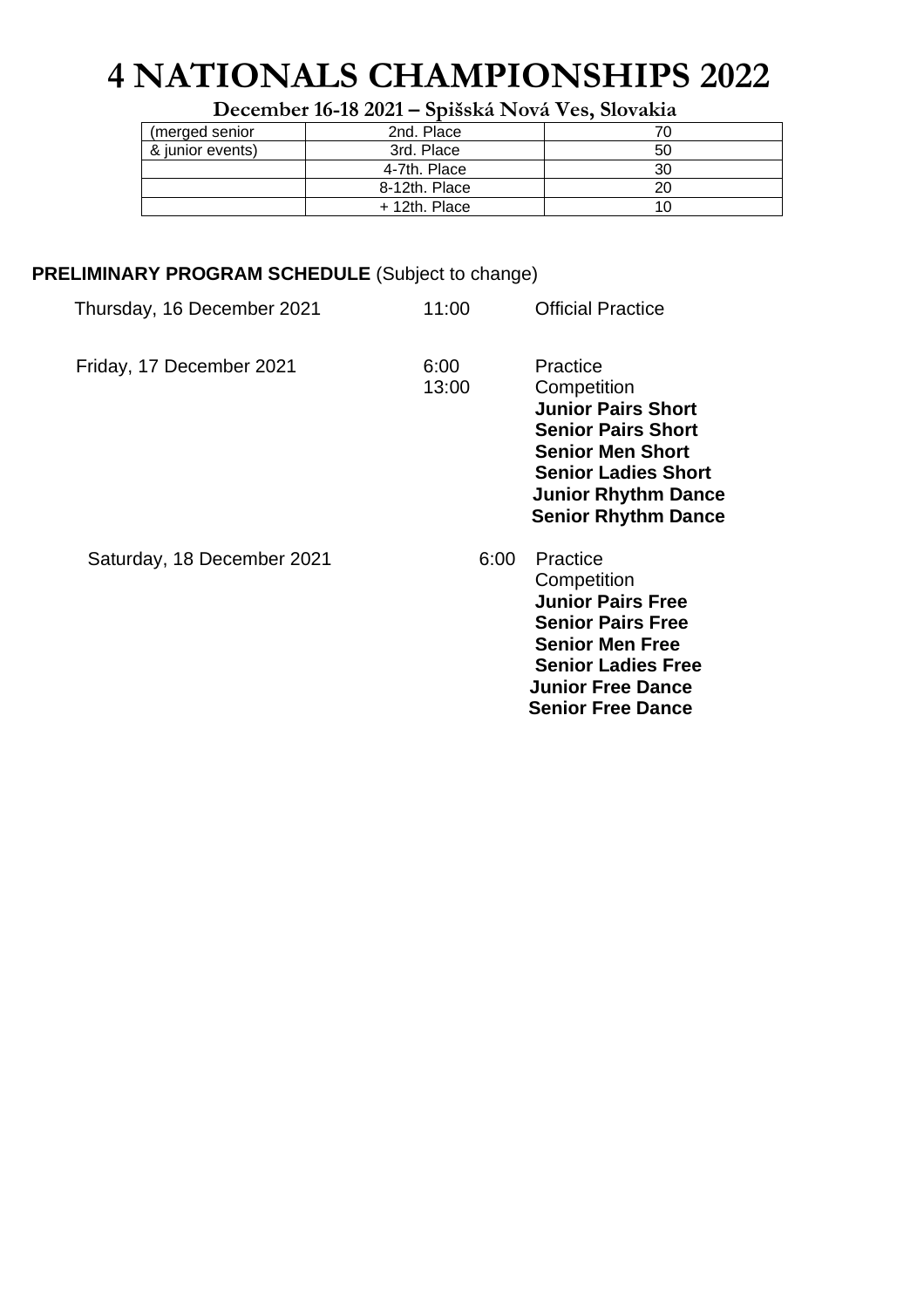# 4 NATIONALS CHAMPIONSHIPS 2022

## December 16-18 2021 – Spišská Nová Ves, Slovakia

| | | |
|---|---|---|
| (merged senior | 2nd. Place | 70 |
| & junior events) | 3rd. Place | 50 |
| | 4-7th. Place | 30 |
| | 8-12th. Place | 20 |
| | + 12th. Place | 10 |

**PRELIMINARY PROGRAM SCHEDULE** (Subject to change)

Thursday, 16 December 2021 — 11:00 — Official Practice

Friday, 17 December 2021 — 6:00 — Practice
13:00 — Competition
- **Junior Pairs Short**
- **Senior Pairs Short**
- **Senior Men Short**
- **Senior Ladies Short**
- **Junior Rhythm Dance**
- **Senior Rhythm Dance**

Saturday, 18 December 2021 — 6:00 — Practice
Competition
- **Junior Pairs Free**
- **Senior Pairs Free**
- **Senior Men Free**
- **Senior Ladies Free**
- **Junior Free Dance**
- **Senior Free Dance**